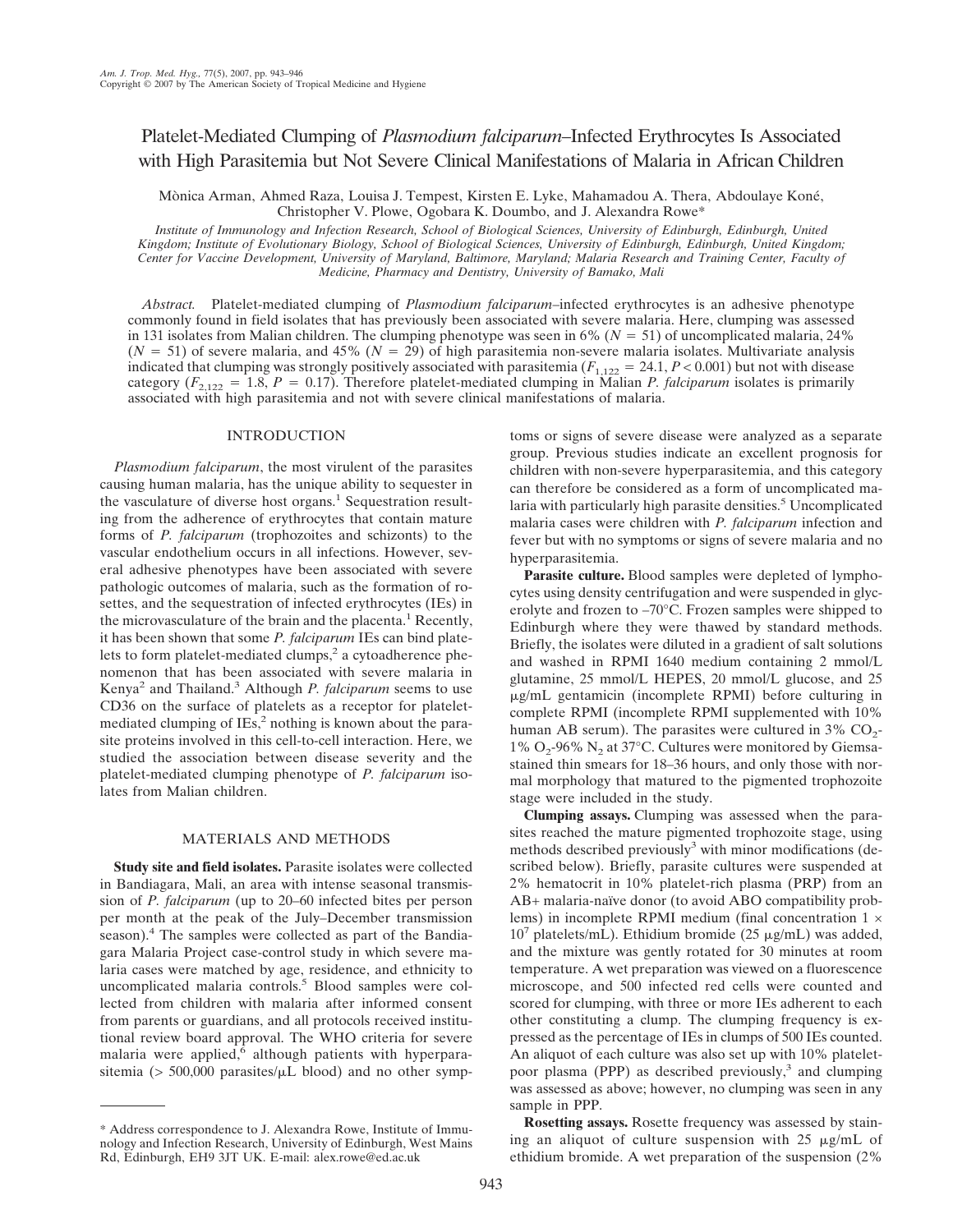# Platelet-Mediated Clumping of *Plasmodium falciparum*–Infected Erythrocytes Is Associated with High Parasitemia but Not Severe Clinical Manifestations of Malaria in African Children

Mònica Arman, Ahmed Raza, Louisa J. Tempest, Kirsten E. Lyke, Mahamadou A. Thera, Abdoulaye Koné, Christopher V. Plowe, Ogobara K. Doumbo, and J. Alexandra Rowe*

*Institute of Immunology and Infection Research, School of Biological Sciences, University of Edinburgh, Edinburgh, United Kingdom; Institute of Evolutionary Biology, School of Biological Sciences, University of Edinburgh, Edinburgh, United Kingdom; Center for Vaccine Development, University of Maryland, Baltimore, Maryland; Malaria Research and Training Center, Faculty of Medicine, Pharmacy and Dentistry, University of Bamako, Mali*

*Abstract.* Platelet-mediated clumping of *Plasmodium falciparum*–infected erythrocytes is an adhesive phenotype commonly found in field isolates that has previously been associated with severe malaria. Here, clumping was assessed in 131 isolates from Malian children. The clumping phenotype was seen in 6% ($N$ = 51) of uncomplicated malaria, 24% ($N$ = 51) of severe malaria, and 45% ($N$ = 29) of high parasitemia non-severe malaria isolates. Multivariate analysis indicated that clumping was strongly positively associated with parasitemia ($F_{1,122}$ = 24.1, $P < 0.001$) but not with disease category ($F_{2,122}$ = 1.8, $P$ = 0.17). Therefore platelet-mediated clumping in Malian *P. falciparum* isolates is primarily associated with high parasitemia and not with severe clinical manifestations of malaria.

## INTRODUCTION

*Plasmodium falciparum*, the most virulent of the parasites causing human malaria, has the unique ability to sequester in the vasculature of diverse host organs.[1] Sequestration resulting from the adherence of erythrocytes that contain mature forms of *P. falciparum* (trophozoites and schizonts) to the vascular endothelium occurs in all infections. However, several adhesive phenotypes have been associated with severe pathologic outcomes of malaria, such as the formation of rosettes, and the sequestration of infected erythrocytes (IEs) in the microvasculature of the brain and the placenta.[1] Recently, it has been shown that some *P. falciparum* IEs can bind platelets to form platelet-mediated clumps,[2] a cytoadherence phenomenon that has been associated with severe malaria in Kenya[2] and Thailand.[3] Although *P. falciparum* seems to use CD36 on the surface of platelets as a receptor for platelet-mediated clumping of IEs,[2] nothing is known about the parasite proteins involved in this cell-to-cell interaction. Here, we studied the association between disease severity and the platelet-mediated clumping phenotype of *P. falciparum* isolates from Malian children.

## MATERIALS AND METHODS

**Study site and field isolates.** Parasite isolates were collected in Bandiagara, Mali, an area with intense seasonal transmission of *P. falciparum* (up to 20–60 infected bites per person per month at the peak of the July–December transmission season).[4] The samples were collected as part of the Bandiagara Malaria Project case-control study in which severe malaria cases were matched by age, residence, and ethnicity to uncomplicated malaria controls.[5] Blood samples were collected from children with malaria after informed consent from parents or guardians, and all protocols received institutional review board approval. The WHO criteria for severe malaria were applied,[6] although patients with hyperparasitemia (> 500,000 parasites/μL blood) and no other symptoms or signs of severe disease were analyzed as a separate group. Previous studies indicate an excellent prognosis for children with non-severe hyperparasitemia, and this category can therefore be considered as a form of uncomplicated malaria with particularly high parasite densities.[5] Uncomplicated malaria cases were children with *P. falciparum* infection and fever but with no symptoms or signs of severe malaria and no hyperparasitemia.

**Parasite culture.** Blood samples were depleted of lymphocytes using density centrifugation and were suspended in glycerolyte and frozen to –70°C. Frozen samples were shipped to Edinburgh where they were thawed by standard methods. Briefly, the isolates were diluted in a gradient of salt solutions and washed in RPMI 1640 medium containing 2 mmol/L glutamine, 25 mmol/L HEPES, 20 mmol/L glucose, and 25 μg/mL gentamicin (incomplete RPMI) before culturing in complete RPMI (incomplete RPMI supplemented with 10% human AB serum). The parasites were cultured in 3% $CO_2$-1% $O_2$-96% $N_2$ at 37°C. Cultures were monitored by Giemsa-stained thin smears for 18–36 hours, and only those with normal morphology that matured to the pigmented trophozoite stage were included in the study.

**Clumping assays.** Clumping was assessed when the parasites reached the mature pigmented trophozoite stage, using methods described previously[3] with minor modifications (described below). Briefly, parasite cultures were suspended at 2% hematocrit in 10% platelet-rich plasma (PRP) from an AB+ malaria-naïve donor (to avoid ABO compatibility problems) in incomplete RPMI medium (final concentration $1 \times 10^7$ platelets/mL). Ethidium bromide (25 μg/mL) was added, and the mixture was gently rotated for 30 minutes at room temperature. A wet preparation was viewed on a fluorescence microscope, and 500 infected red cells were counted and scored for clumping, with three or more IEs adherent to each other constituting a clump. The clumping frequency is expressed as the percentage of IEs in clumps of 500 IEs counted. An aliquot of each culture was also set up with 10% platelet-poor plasma (PPP) as described previously,[3] and clumping was assessed as above; however, no clumping was seen in any sample in PPP.

**Rosetting assays.** Rosette frequency was assessed by staining an aliquot of culture suspension with 25 μg/mL of ethidium bromide. A wet preparation of the suspension (2%

* Address correspondence to J. Alexandra Rowe, Institute of Immunology and Infection Research, University of Edinburgh, West Mains Rd, Edinburgh, EH9 3JT UK. E-mail: alex.rowe@ed.ac.uk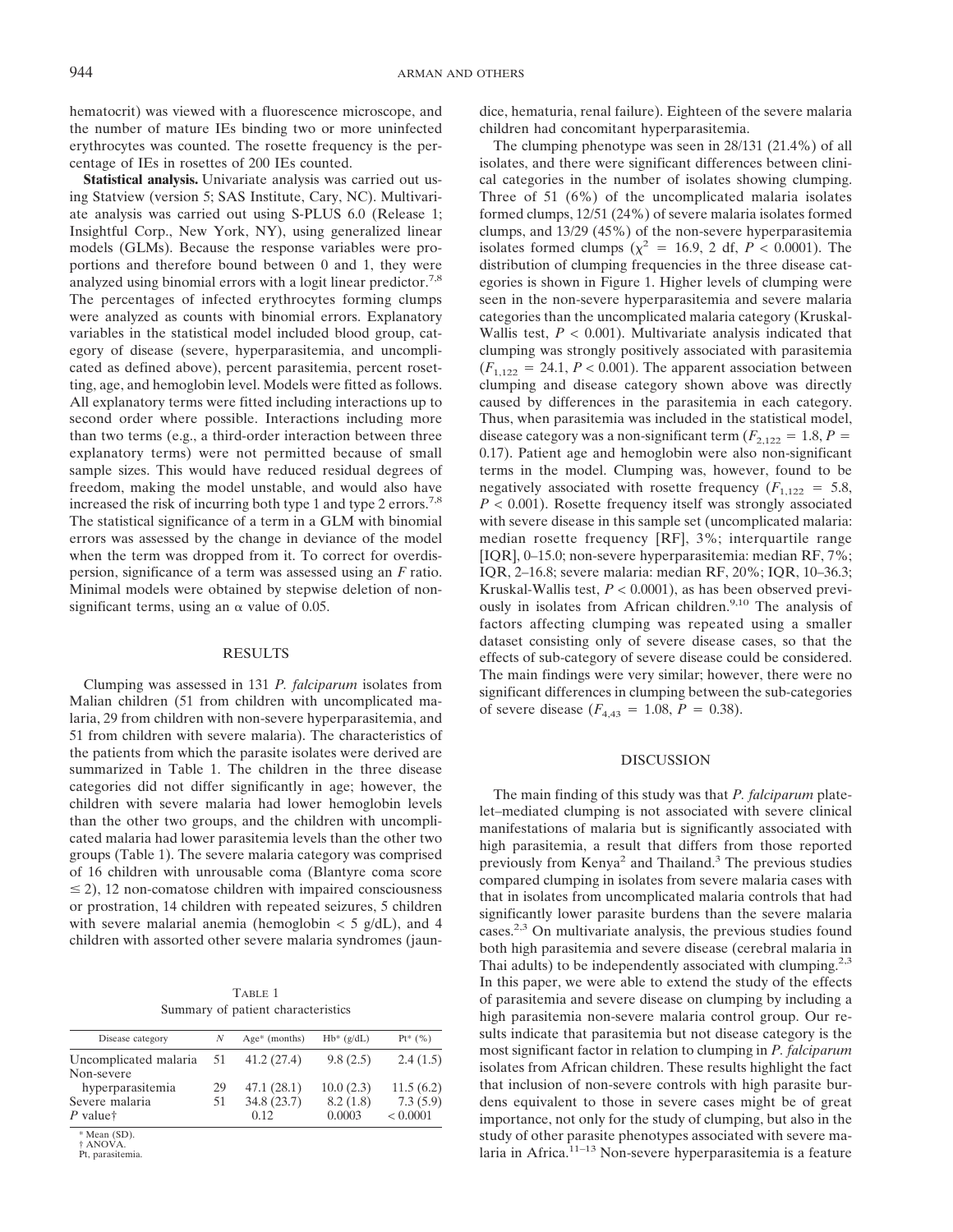hematocrit) was viewed with a fluorescence microscope, and the number of mature IEs binding two or more uninfected erythrocytes was counted. The rosette frequency is the percentage of IEs in rosettes of 200 IEs counted.

**Statistical analysis.** Univariate analysis was carried out using Statview (version 5; SAS Institute, Cary, NC). Multivariate analysis was carried out using S-PLUS 6.0 (Release 1; Insightful Corp., New York, NY), using generalized linear models (GLMs). Because the response variables were proportions and therefore bound between 0 and 1, they were analyzed using binomial errors with a logit linear predictor.[7,8] The percentages of infected erythrocytes forming clumps were analyzed as counts with binomial errors. Explanatory variables in the statistical model included blood group, category of disease (severe, hyperparasitemia, and uncomplicated as defined above), percent parasitemia, percent rosetting, age, and hemoglobin level. Models were fitted as follows. All explanatory terms were fitted including interactions up to second order where possible. Interactions including more than two terms (e.g., a third-order interaction between three explanatory terms) were not permitted because of small sample sizes. This would have reduced residual degrees of freedom, making the model unstable, and would also have increased the risk of incurring both type 1 and type 2 errors.[7,8] The statistical significance of a term in a GLM with binomial errors was assessed by the change in deviance of the model when the term was dropped from it. To correct for overdispersion, significance of a term was assessed using an *F* ratio. Minimal models were obtained by stepwise deletion of non-significant terms, using an $\alpha$ value of 0.05.

## RESULTS

Clumping was assessed in 131 *P. falciparum* isolates from Malian children (51 from children with uncomplicated malaria, 29 from children with non-severe hyperparasitemia, and 51 from children with severe malaria). The characteristics of the patients from which the parasite isolates were derived are summarized in Table 1. The children in the three disease categories did not differ significantly in age; however, the children with severe malaria had lower hemoglobin levels than the other two groups, and the children with uncomplicated malaria had lower parasitemia levels than the other two groups (Table 1). The severe malaria category was comprised of 16 children with unrousable coma (Blantyre coma score $\leq 2$), 12 non-comatose children with impaired consciousness or prostration, 14 children with repeated seizures, 5 children with severe malarial anemia (hemoglobin < 5 g/dL), and 4 children with assorted other severe malaria syndromes (jaundice, hematuria, renal failure). Eighteen of the severe malaria children had concomitant hyperparasitemia.

The clumping phenotype was seen in 28/131 (21.4%) of all isolates, and there were significant differences between clinical categories in the number of isolates showing clumping. Three of 51 (6%) of the uncomplicated malaria isolates formed clumps, 12/51 (24%) of severe malaria isolates formed clumps, and 13/29 (45%) of the non-severe hyperparasitemia isolates formed clumps ($\chi^2$ = 16.9, 2 df, $P < 0.0001$). The distribution of clumping frequencies in the three disease categories is shown in Figure 1. Higher levels of clumping were seen in the non-severe hyperparasitemia and severe malaria categories than the uncomplicated malaria category (Kruskal-Wallis test, $P < 0.001$). Multivariate analysis indicated that clumping was strongly positively associated with parasitemia ($F_{1,122}$ = 24.1, $P < 0.001$). The apparent association between clumping and disease category shown above was directly caused by differences in the parasitemia in each category. Thus, when parasitemia was included in the statistical model, disease category was a non-significant term ($F_{2,122}$ = 1.8, $P$ = 0.17). Patient age and hemoglobin were also non-significant terms in the model. Clumping was, however, found to be negatively associated with rosette frequency ($F_{1,122}$ = 5.8, $P < 0.001$). Rosette frequency itself was strongly associated with severe disease in this sample set (uncomplicated malaria: median rosette frequency [RF], 3%; interquartile range [IQR], 0–15.0; non-severe hyperparasitemia: median RF, 7%; IQR, 2–16.8; severe malaria: median RF, 20%; IQR, 10–36.3; Kruskal-Wallis test, $P < 0.0001$), as has been observed previously in isolates from African children.[9,10] The analysis of factors affecting clumping was repeated using a smaller dataset consisting only of severe disease cases, so that the effects of sub-category of severe disease could be considered. The main findings were very similar; however, there were no significant differences in clumping between the sub-categories of severe disease ($F_{4,43}$ = 1.08, $P$ = 0.38).

Table 1
Summary of patient characteristics

| Disease category | N | Age* (months) | Hb* (g/dL) | Pt* (%) |
|---|---|---|---|---|
| Uncomplicated malaria | 51 | 41.2 (27.4) | 9.8 (2.5) | 2.4 (1.5) |
| Non-severe hyperparasitemia | 29 | 47.1 (28.1) | 10.0 (2.3) | 11.5 (6.2) |
| Severe malaria | 51 | 34.8 (23.7) | 8.2 (1.8) | 7.3 (5.9) |
| *P* value† | | 0.12 | 0.0003 | < 0.0001 |

\* Mean (SD).
† ANOVA.
Pt, parasitemia.

## DISCUSSION

The main finding of this study was that *P. falciparum* platelet–mediated clumping is not associated with severe clinical manifestations of malaria but is significantly associated with high parasitemia, a result that differs from those reported previously from Kenya[2] and Thailand.[3] The previous studies compared clumping in isolates from severe malaria cases with that in isolates from uncomplicated malaria controls that had significantly lower parasite burdens than the severe malaria cases.[2,3] On multivariate analysis, the previous studies found both high parasitemia and severe disease (cerebral malaria in Thai adults) to be independently associated with clumping.[2,3] In this paper, we were able to extend the study of the effects of parasitemia and severe disease on clumping by including a high parasitemia non-severe malaria control group. Our results indicate that parasitemia but not disease category is the most significant factor in relation to clumping in *P. falciparum* isolates from African children. These results highlight the fact that inclusion of non-severe controls with high parasite burdens equivalent to those in severe cases might be of great importance, not only for the study of clumping, but also in the study of other parasite phenotypes associated with severe malaria in Africa.[11–13] Non-severe hyperparasitemia is a feature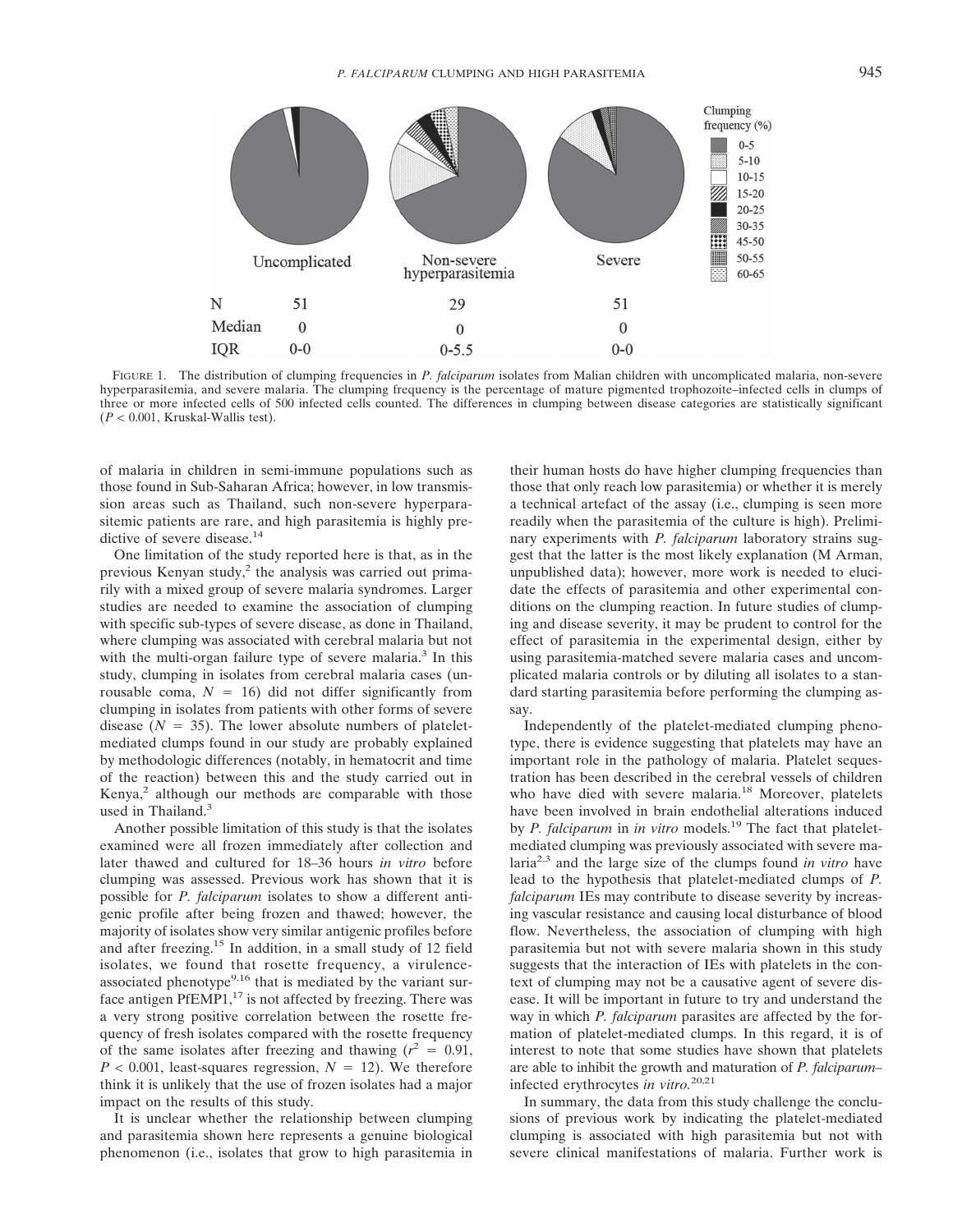| | Uncomplicated | Non-severe hyperparasitemia | Severe |
|---|---|---|---|
| N | 51 | 29 | 51 |
| Median | 0 | 0 | 0 |
| IQR | 0-0 | 0-5.5 | 0-0 |

Clumping frequency (%): 0-5, 5-10, 10-15, 15-20, 20-25, 30-35, 45-50, 50-55, 60-65

FIGURE 1. The distribution of clumping frequencies in *P. falciparum* isolates from Malian children with uncomplicated malaria, non-severe hyperparasitemia, and severe malaria. The clumping frequency is the percentage of mature pigmented trophozoite–infected cells in clumps of three or more infected cells of 500 infected cells counted. The differences in clumping between disease categories are statistically significant ($P < 0.001$, Kruskal-Wallis test).

of malaria in children in semi-immune populations such as those found in Sub-Saharan Africa; however, in low transmission areas such as Thailand, such non-severe hyperparasitemic patients are rare, and high parasitemia is highly predictive of severe disease.[14]

One limitation of the study reported here is that, as in the previous Kenyan study,[2] the analysis was carried out primarily with a mixed group of severe malaria syndromes. Larger studies are needed to examine the association of clumping with specific sub-types of severe disease, as done in Thailand, where clumping was associated with cerebral malaria but not with the multi-organ failure type of severe malaria.[3] In this study, clumping in isolates from cerebral malaria cases (unrousable coma, $N = 16$) did not differ significantly from clumping in isolates from patients with other forms of severe disease ($N = 35$). The lower absolute numbers of platelet-mediated clumps found in our study are probably explained by methodologic differences (notably, in hematocrit and time of the reaction) between this and the study carried out in Kenya,[2] although our methods are comparable with those used in Thailand.[3]

Another possible limitation of this study is that the isolates examined were all frozen immediately after collection and later thawed and cultured for 18–36 hours *in vitro* before clumping was assessed. Previous work has shown that it is possible for *P. falciparum* isolates to show a different antigenic profile after being frozen and thawed; however, the majority of isolates show very similar antigenic profiles before and after freezing.[15] In addition, in a small study of 12 field isolates, we found that rosette frequency, a virulence-associated phenotype[9,16] that is mediated by the variant surface antigen PfEMP1,[17] is not affected by freezing. There was a very strong positive correlation between the rosette frequency of fresh isolates compared with the rosette frequency of the same isolates after freezing and thawing ($r^2 = 0.91$, $P < 0.001$, least-squares regression, $N = 12$). We therefore think it is unlikely that the use of frozen isolates had a major impact on the results of this study.

It is unclear whether the relationship between clumping and parasitemia shown here represents a genuine biological phenomenon (i.e., isolates that grow to high parasitemia in their human hosts do have higher clumping frequencies than those that only reach low parasitemia) or whether it is merely a technical artefact of the assay (i.e., clumping is seen more readily when the parasitemia of the culture is high). Preliminary experiments with *P. falciparum* laboratory strains suggest that the latter is the most likely explanation (M Arman, unpublished data); however, more work is needed to elucidate the effects of parasitemia and other experimental conditions on the clumping reaction. In future studies of clumping and disease severity, it may be prudent to control for the effect of parasitemia in the experimental design, either by using parasitemia-matched severe malaria cases and uncomplicated malaria controls or by diluting all isolates to a standard starting parasitemia before performing the clumping assay.

Independently of the platelet-mediated clumping phenotype, there is evidence suggesting that platelets may have an important role in the pathology of malaria. Platelet sequestration has been described in the cerebral vessels of children who have died with severe malaria.[18] Moreover, platelets have been involved in brain endothelial alterations induced by *P. falciparum* in *in vitro* models.[19] The fact that platelet-mediated clumping was previously associated with severe malaria[2,3] and the large size of the clumps found *in vitro* have lead to the hypothesis that platelet-mediated clumps of *P. falciparum* IEs may contribute to disease severity by increasing vascular resistance and causing local disturbance of blood flow. Nevertheless, the association of clumping with high parasitemia but not with severe malaria shown in this study suggests that the interaction of IEs with platelets in the context of clumping may not be a causative agent of severe disease. It will be important in future to try and understand the way in which *P. falciparum* parasites are affected by the formation of platelet-mediated clumps. In this regard, it is of interest to note that some studies have shown that platelets are able to inhibit the growth and maturation of *P. falciparum*–infected erythrocytes *in vitro*.[20,21]

In summary, the data from this study challenge the conclusions of previous work by indicating the platelet-mediated clumping is associated with high parasitemia but not with severe clinical manifestations of malaria. Further work is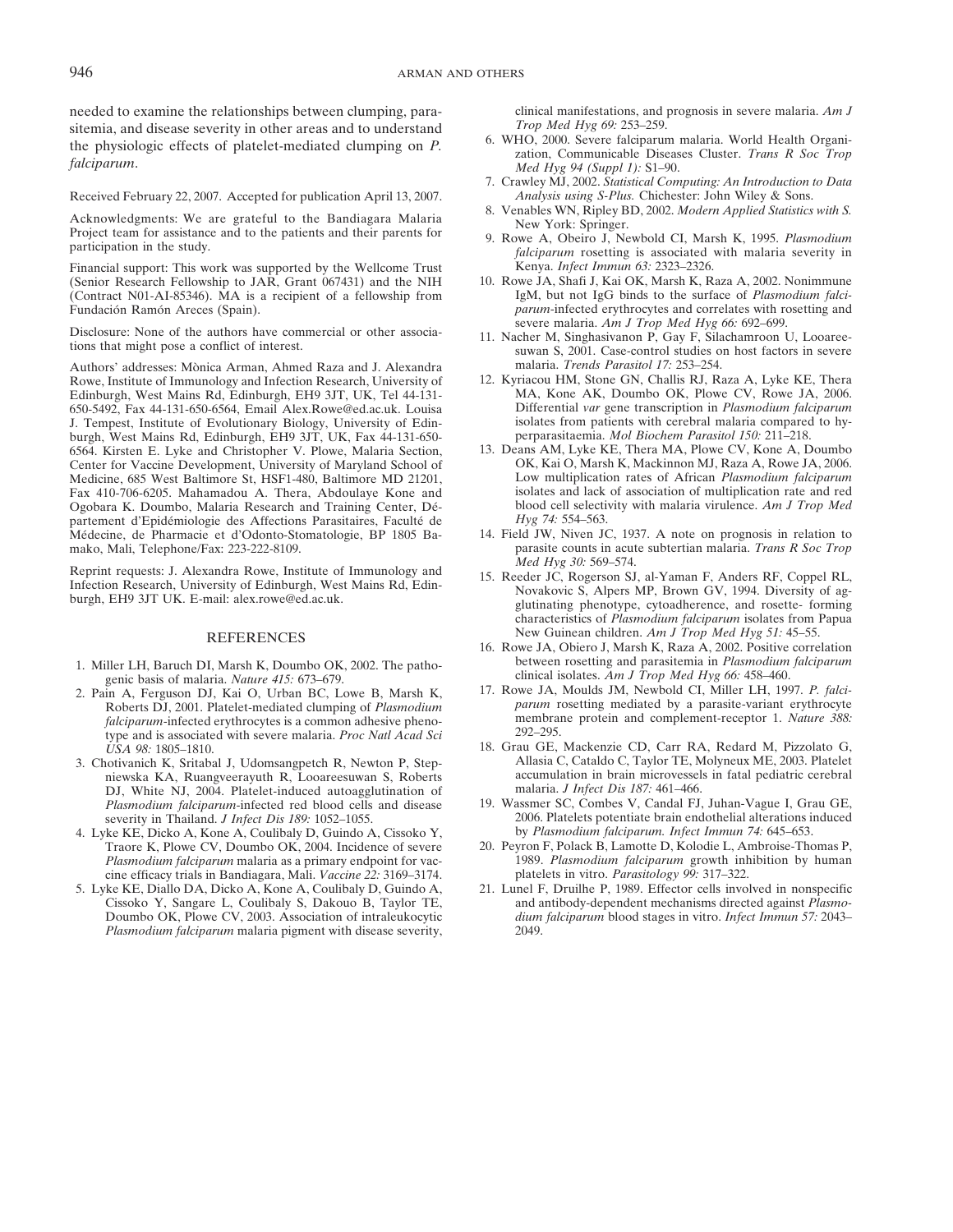needed to examine the relationships between clumping, parasitemia, and disease severity in other areas and to understand the physiologic effects of platelet-mediated clumping on *P. falciparum*.

Received February 22, 2007. Accepted for publication April 13, 2007.

Acknowledgments: We are grateful to the Bandiagara Malaria Project team for assistance and to the patients and their parents for participation in the study.

Financial support: This work was supported by the Wellcome Trust (Senior Research Fellowship to JAR, Grant 067431) and the NIH (Contract N01-AI-85346). MA is a recipient of a fellowship from Fundación Ramón Areces (Spain).

Disclosure: None of the authors have commercial or other associations that might pose a conflict of interest.

Authors' addresses: Mònica Arman, Ahmed Raza and J. Alexandra Rowe, Institute of Immunology and Infection Research, University of Edinburgh, West Mains Rd, Edinburgh, EH9 3JT, UK, Tel 44-131-650-5492, Fax 44-131-650-6564, Email Alex.Rowe@ed.ac.uk. Louisa J. Tempest, Institute of Evolutionary Biology, University of Edinburgh, West Mains Rd, Edinburgh, EH9 3JT, UK, Fax 44-131-650-6564. Kirsten E. Lyke and Christopher V. Plowe, Malaria Section, Center for Vaccine Development, University of Maryland School of Medicine, 685 West Baltimore St, HSF1-480, Baltimore MD 21201, Fax 410-706-6205. Mahamadou A. Thera, Abdoulaye Kone and Ogobara K. Doumbo, Malaria Research and Training Center, Département d'Epidémiologie des Affections Parasitaires, Faculté de Médecine, de Pharmacie et d'Odonto-Stomatologie, BP 1805 Bamako, Mali, Telephone/Fax: 223-222-8109.

Reprint requests: J. Alexandra Rowe, Institute of Immunology and Infection Research, University of Edinburgh, West Mains Rd, Edinburgh, EH9 3JT UK. E-mail: alex.rowe@ed.ac.uk.

## REFERENCES

1. Miller LH, Baruch DI, Marsh K, Doumbo OK, 2002. The pathogenic basis of malaria. *Nature 415:* 673–679.
2. Pain A, Ferguson DJ, Kai O, Urban BC, Lowe B, Marsh K, Roberts DJ, 2001. Platelet-mediated clumping of *Plasmodium falciparum*-infected erythrocytes is a common adhesive phenotype and is associated with severe malaria. *Proc Natl Acad Sci USA 98:* 1805–1810.
3. Chotivanich K, Sritabal J, Udomsangpetch R, Newton P, Stepniewska KA, Ruangveerayuth R, Looareesuwan S, Roberts DJ, White NJ, 2004. Platelet-induced autoagglutination of *Plasmodium falciparum*-infected red blood cells and disease severity in Thailand. *J Infect Dis 189:* 1052–1055.
4. Lyke KE, Dicko A, Kone A, Coulibaly D, Guindo A, Cissoko Y, Traore K, Plowe CV, Doumbo OK, 2004. Incidence of severe *Plasmodium falciparum* malaria as a primary endpoint for vaccine efficacy trials in Bandiagara, Mali. *Vaccine 22:* 3169–3174.
5. Lyke KE, Diallo DA, Dicko A, Kone A, Coulibaly D, Guindo A, Cissoko Y, Sangare L, Coulibaly S, Dakouo B, Taylor TE, Doumbo OK, Plowe CV, 2003. Association of intraleukocytic *Plasmodium falciparum* malaria pigment with disease severity, clinical manifestations, and prognosis in severe malaria. *Am J Trop Med Hyg 69:* 253–259.
6. WHO, 2000. Severe falciparum malaria. World Health Organization, Communicable Diseases Cluster. *Trans R Soc Trop Med Hyg 94 (Suppl 1):* S1–90.
7. Crawley MJ, 2002. *Statistical Computing: An Introduction to Data Analysis using S-Plus.* Chichester: John Wiley & Sons.
8. Venables WN, Ripley BD, 2002. *Modern Applied Statistics with S.* New York: Springer.
9. Rowe A, Obeiro J, Newbold CI, Marsh K, 1995. *Plasmodium falciparum* rosetting is associated with malaria severity in Kenya. *Infect Immun 63:* 2323–2326.
10. Rowe JA, Shafi J, Kai OK, Marsh K, Raza A, 2002. Nonimmune IgM, but not IgG binds to the surface of *Plasmodium falciparum*-infected erythrocytes and correlates with rosetting and severe malaria. *Am J Trop Med Hyg 66:* 692–699.
11. Nacher M, Singhasivanon P, Gay F, Silachamroon U, Looareesuwan S, 2001. Case-control studies on host factors in severe malaria. *Trends Parasitol 17:* 253–254.
12. Kyriacou HM, Stone GN, Challis RJ, Raza A, Lyke KE, Thera MA, Kone AK, Doumbo OK, Plowe CV, Rowe JA, 2006. Differential *var* gene transcription in *Plasmodium falciparum* isolates from patients with cerebral malaria compared to hyperparasitaemia. *Mol Biochem Parasitol 150:* 211–218.
13. Deans AM, Lyke KE, Thera MA, Plowe CV, Kone A, Doumbo OK, Kai O, Marsh K, Mackinnon MJ, Raza A, Rowe JA, 2006. Low multiplication rates of African *Plasmodium falciparum* isolates and lack of association of multiplication rate and red blood cell selectivity with malaria virulence. *Am J Trop Med Hyg 74:* 554–563.
14. Field JW, Niven JC, 1937. A note on prognosis in relation to parasite counts in acute subtertian malaria. *Trans R Soc Trop Med Hyg 30:* 569–574.
15. Reeder JC, Rogerson SJ, al-Yaman F, Anders RF, Coppel RL, Novakovic S, Alpers MP, Brown GV, 1994. Diversity of agglutinating phenotype, cytoadherence, and rosette- forming characteristics of *Plasmodium falciparum* isolates from Papua New Guinean children. *Am J Trop Med Hyg 51:* 45–55.
16. Rowe JA, Obiero J, Marsh K, Raza A, 2002. Positive correlation between rosetting and parasitemia in *Plasmodium falciparum* clinical isolates. *Am J Trop Med Hyg 66:* 458–460.
17. Rowe JA, Moulds JM, Newbold CI, Miller LH, 1997. *P. falciparum* rosetting mediated by a parasite-variant erythrocyte membrane protein and complement-receptor 1. *Nature 388:* 292–295.
18. Grau GE, Mackenzie CD, Carr RA, Redard M, Pizzolato G, Allasia C, Cataldo C, Taylor TE, Molyneux ME, 2003. Platelet accumulation in brain microvessels in fatal pediatric cerebral malaria. *J Infect Dis 187:* 461–466.
19. Wassmer SC, Combes V, Candal FJ, Juhan-Vague I, Grau GE, 2006. Platelets potentiate brain endothelial alterations induced by *Plasmodium falciparum. Infect Immun 74:* 645–653.
20. Peyron F, Polack B, Lamotte D, Kolodie L, Ambroise-Thomas P, 1989. *Plasmodium falciparum* growth inhibition by human platelets in vitro. *Parasitology 99:* 317–322.
21. Lunel F, Druilhe P, 1989. Effector cells involved in nonspecific and antibody-dependent mechanisms directed against *Plasmodium falciparum* blood stages in vitro. *Infect Immun 57:* 2043–2049.